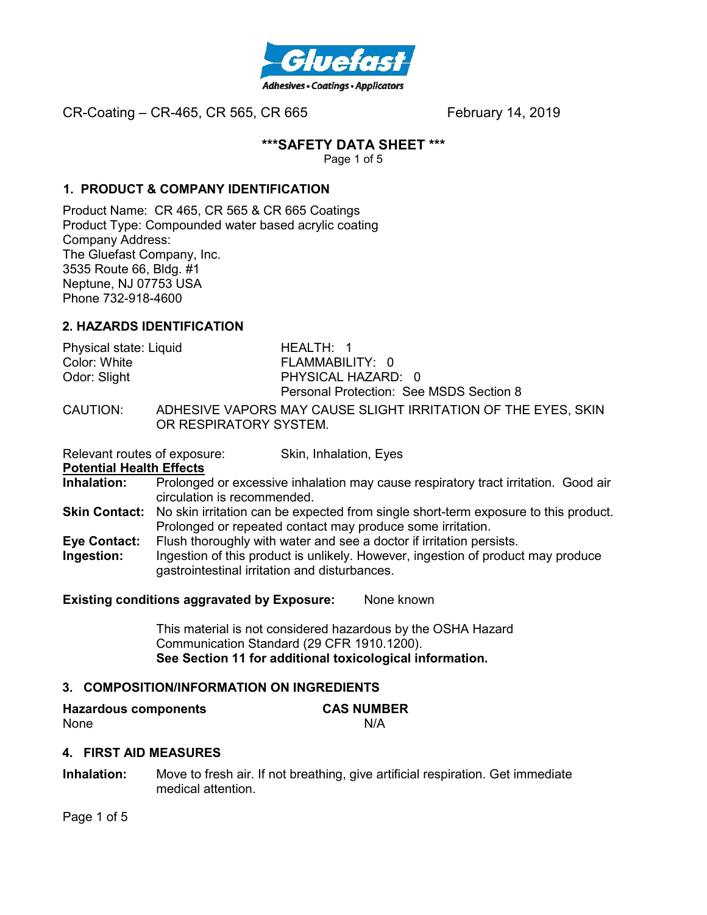Gluefast

Adhesives • Coatings • Applicators

CR-Coating – CR-465, CR 565, CR 665 February 14, 2019

# ***SAFETY DATA SHEET ***

## 1. PRODUCT & COMPANY IDENTIFICATION

Product Name: CR 465, CR 565 & CR 665 Coatings
Product Type: Compounded water based acrylic coating
Company Address:
The Gluefast Company, Inc.
3535 Route 66, Bldg. #1
Neptune, NJ 07753 USA
Phone 732-918-4600

## 2. HAZARDS IDENTIFICATION

| | |
|---|---|
| Physical state: Liquid | HEALTH: 1 |
| Color: White | FLAMMABILITY: 0 |
| Odor: Slight | PHYSICAL HAZARD: 0 |
| | Personal Protection: See MSDS Section 8 |

CAUTION: ADHESIVE VAPORS MAY CAUSE SLIGHT IRRITATION OF THE EYES, SKIN OR RESPIRATORY SYSTEM.

Relevant routes of exposure: Skin, Inhalation, Eyes

**Potential Health Effects**

**Inhalation:** Prolonged or excessive inhalation may cause respiratory tract irritation. Good air circulation is recommended.

**Skin Contact:** No skin irritation can be expected from single short-term exposure to this product. Prolonged or repeated contact may produce some irritation.

**Eye Contact:** Flush thoroughly with water and see a doctor if irritation persists.

**Ingestion:** Ingestion of this product is unlikely. However, ingestion of product may produce gastrointestinal irritation and disturbances.

**Existing conditions aggravated by Exposure:** None known

This material is not considered hazardous by the OSHA Hazard Communication Standard (29 CFR 1910.1200).
**See Section 11 for additional toxicological information.**

## 3. COMPOSITION/INFORMATION ON INGREDIENTS

| Hazardous components | CAS NUMBER |
|---|---|
| None | N/A |

## 4. FIRST AID MEASURES

**Inhalation:** Move to fresh air. If not breathing, give artificial respiration. Get immediate medical attention.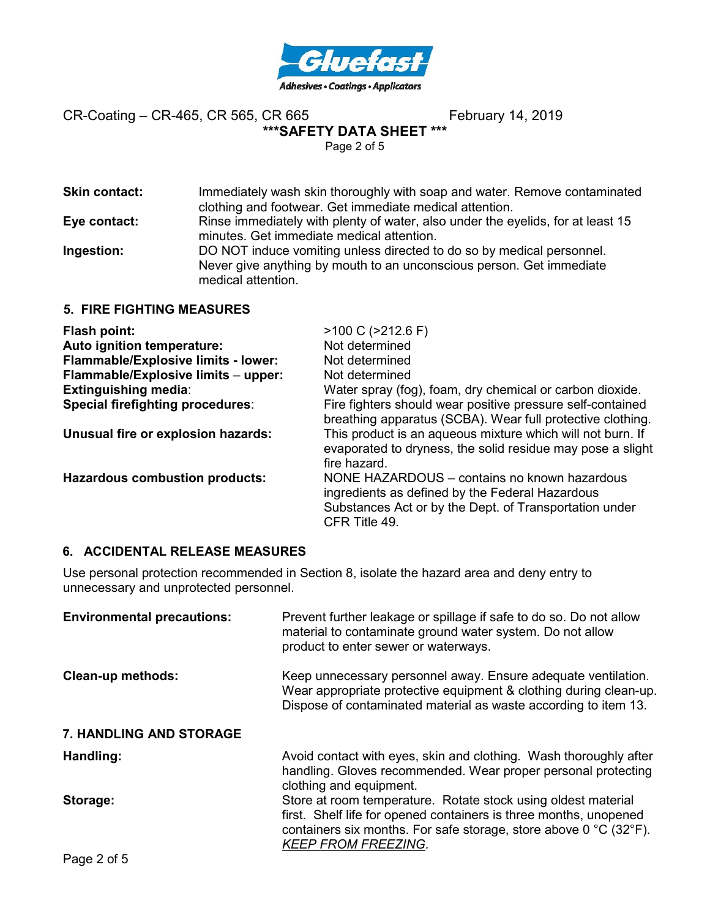**Skin contact:** Immediately wash skin thoroughly with soap and water. Remove contaminated clothing and footwear. Get immediate medical attention.

**Eye contact:** Rinse immediately with plenty of water, also under the eyelids, for at least 15 minutes. Get immediate medical attention.

**Ingestion:** DO NOT induce vomiting unless directed to do so by medical personnel. Never give anything by mouth to an unconscious person. Get immediate medical attention.

## 5. FIRE FIGHTING MEASURES

**Flash point:** >100 C (>212.6 F)

**Auto ignition temperature:** Not determined

**Flammable/Explosive limits - lower:** Not determined

**Flammable/Explosive limits – upper:** Not determined

**Extinguishing media**: Water spray (fog), foam, dry chemical or carbon dioxide.

**Special firefighting procedures**: Fire fighters should wear positive pressure self-contained breathing apparatus (SCBA). Wear full protective clothing.

**Unusual fire or explosion hazards:** This product is an aqueous mixture which will not burn. If evaporated to dryness, the solid residue may pose a slight fire hazard.

**Hazardous combustion products:** NONE HAZARDOUS – contains no known hazardous ingredients as defined by the Federal Hazardous Substances Act or by the Dept. of Transportation under CFR Title 49.

## 6. ACCIDENTAL RELEASE MEASURES

Use personal protection recommended in Section 8, isolate the hazard area and deny entry to unnecessary and unprotected personnel.

**Environmental precautions:** Prevent further leakage or spillage if safe to do so. Do not allow material to contaminate ground water system. Do not allow product to enter sewer or waterways.

**Clean-up methods:** Keep unnecessary personnel away. Ensure adequate ventilation. Wear appropriate protective equipment & clothing during clean-up. Dispose of contaminated material as waste according to item 13.

## 7. HANDLING AND STORAGE

**Handling:** Avoid contact with eyes, skin and clothing. Wash thoroughly after handling. Gloves recommended. Wear proper personal protecting clothing and equipment.

**Storage:** Store at room temperature. Rotate stock using oldest material first. Shelf life for opened containers is three months, unopened containers six months. For safe storage, store above 0 °C (32°F). *KEEP FROM FREEZING*.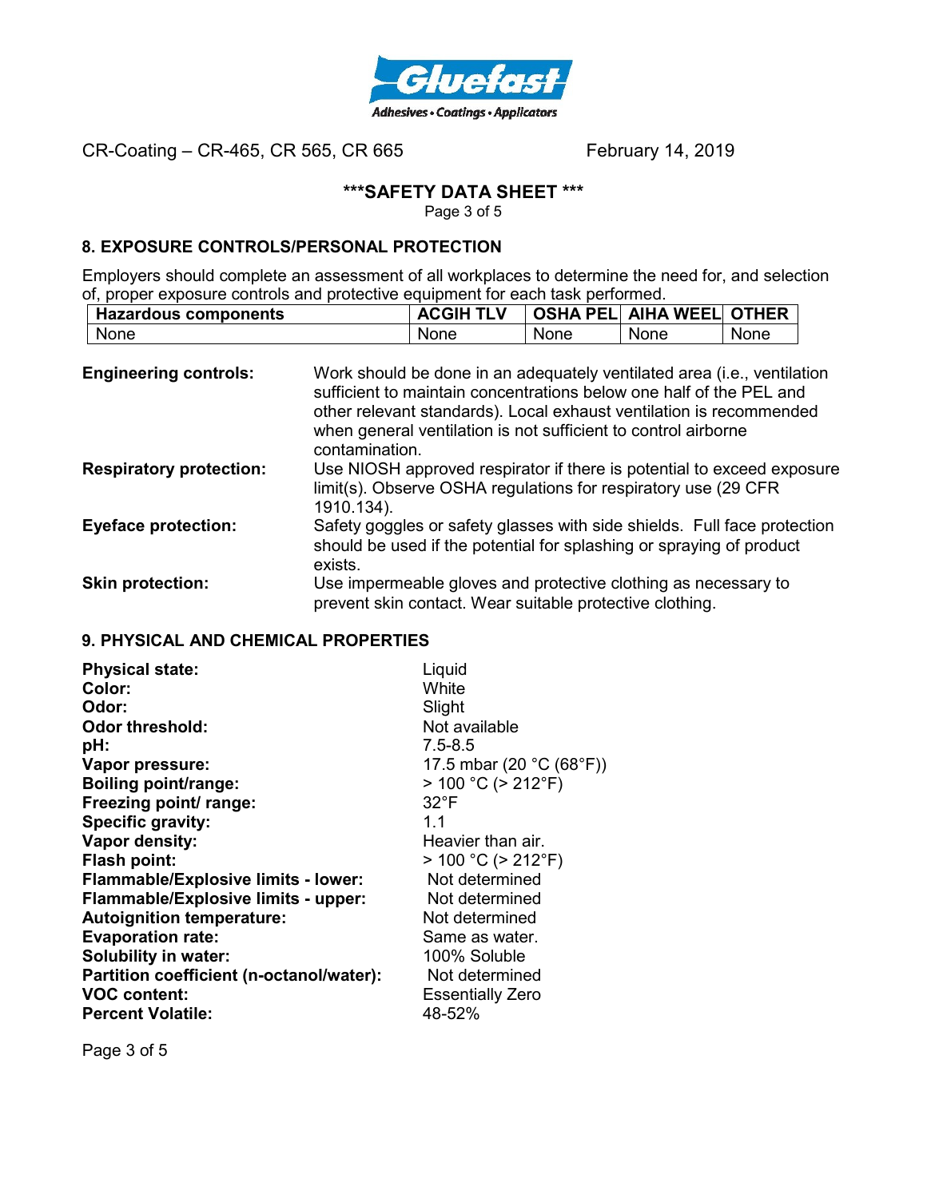## 8. EXPOSURE CONTROLS/PERSONAL PROTECTION

Employers should complete an assessment of all workplaces to determine the need for, and selection of, proper exposure controls and protective equipment for each task performed.

| Hazardous components | ACGIH TLV | OSHA PEL | AIHA WEEL | OTHER |
|---|---|---|---|---|
| None | None | None | None | None |

**Engineering controls:** Work should be done in an adequately ventilated area (i.e., ventilation sufficient to maintain concentrations below one half of the PEL and other relevant standards). Local exhaust ventilation is recommended when general ventilation is not sufficient to control airborne contamination.

**Respiratory protection:** Use NIOSH approved respirator if there is potential to exceed exposure limit(s). Observe OSHA regulations for respiratory use (29 CFR 1910.134).

**Eyeface protection:** Safety goggles or safety glasses with side shields. Full face protection should be used if the potential for splashing or spraying of product exists.

**Skin protection:** Use impermeable gloves and protective clothing as necessary to prevent skin contact. Wear suitable protective clothing.

## 9. PHYSICAL AND CHEMICAL PROPERTIES

**Physical state:** Liquid
**Color:** White
**Odor:** Slight
**Odor threshold:** Not available
**pH:** 7.5-8.5
**Vapor pressure:** 17.5 mbar (20 °C (68°F))
**Boiling point/range:** > 100 °C (> 212°F)
**Freezing point/ range:** 32°F
**Specific gravity:** 1.1
**Vapor density:** Heavier than air.
**Flash point:** > 100 °C (> 212°F)
**Flammable/Explosive limits - lower:** Not determined
**Flammable/Explosive limits - upper:** Not determined
**Autoignition temperature:** Not determined
**Evaporation rate:** Same as water.
**Solubility in water:** 100% Soluble
**Partition coefficient (n-octanol/water):** Not determined
**VOC content:** Essentially Zero
**Percent Volatile:** 48-52%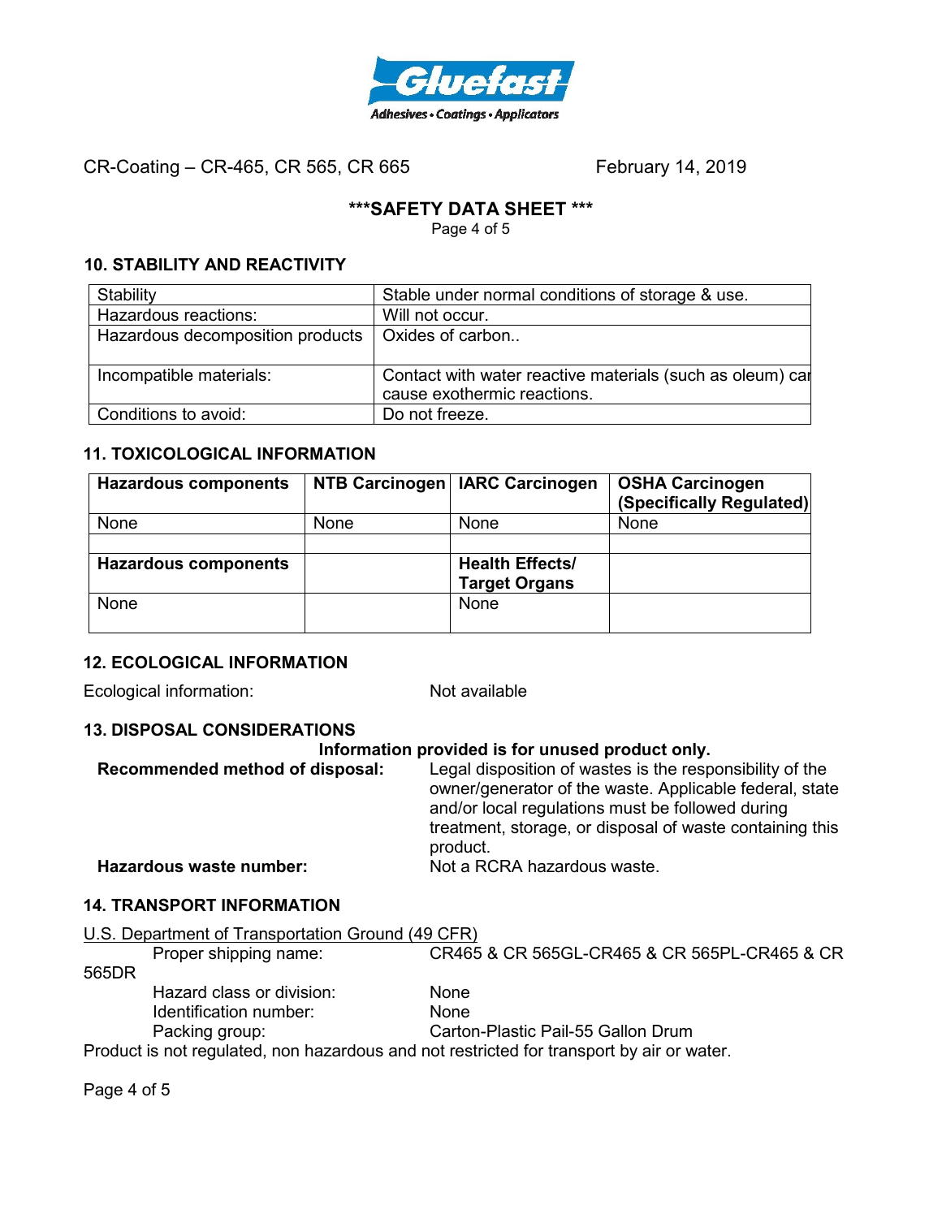CR-Coating – CR-465, CR 565, CR 665 February 14, 2019

***SAFETY DATA SHEET ***

## 10. STABILITY AND REACTIVITY

| Stability | Stable under normal conditions of storage & use. |
|---|---|
| Hazardous reactions: | Will not occur. |
| Hazardous decomposition products | Oxides of carbon.. |
| Incompatible materials: | Contact with water reactive materials (such as oleum) can cause exothermic reactions. |
| Conditions to avoid: | Do not freeze. |

## 11. TOXICOLOGICAL INFORMATION

| **Hazardous components** | **NTB Carcinogen** | **IARC Carcinogen** | **OSHA Carcinogen (Specifically Regulated)** |
|---|---|---|---|
| None | None | None | None |
| | | | |
| **Hazardous components** | | **Health Effects/ Target Organs** | |
| None | | None | |

## 12. ECOLOGICAL INFORMATION

Ecological information: Not available

## 13. DISPOSAL CONSIDERATIONS

**Information provided is for unused product only.**

**Recommended method of disposal:** Legal disposition of wastes is the responsibility of the owner/generator of the waste. Applicable federal, state and/or local regulations must be followed during treatment, storage, or disposal of waste containing this product.

**Hazardous waste number:** Not a RCRA hazardous waste.

## 14. TRANSPORT INFORMATION

U.S. Department of Transportation Ground (49 CFR)

Proper shipping name: CR465 & CR 565GL-CR465 & CR 565PL-CR465 & CR 565DR

Hazard class or division: None

Identification number: None

Packing group: Carton-Plastic Pail-55 Gallon Drum

Product is not regulated, non hazardous and not restricted for transport by air or water.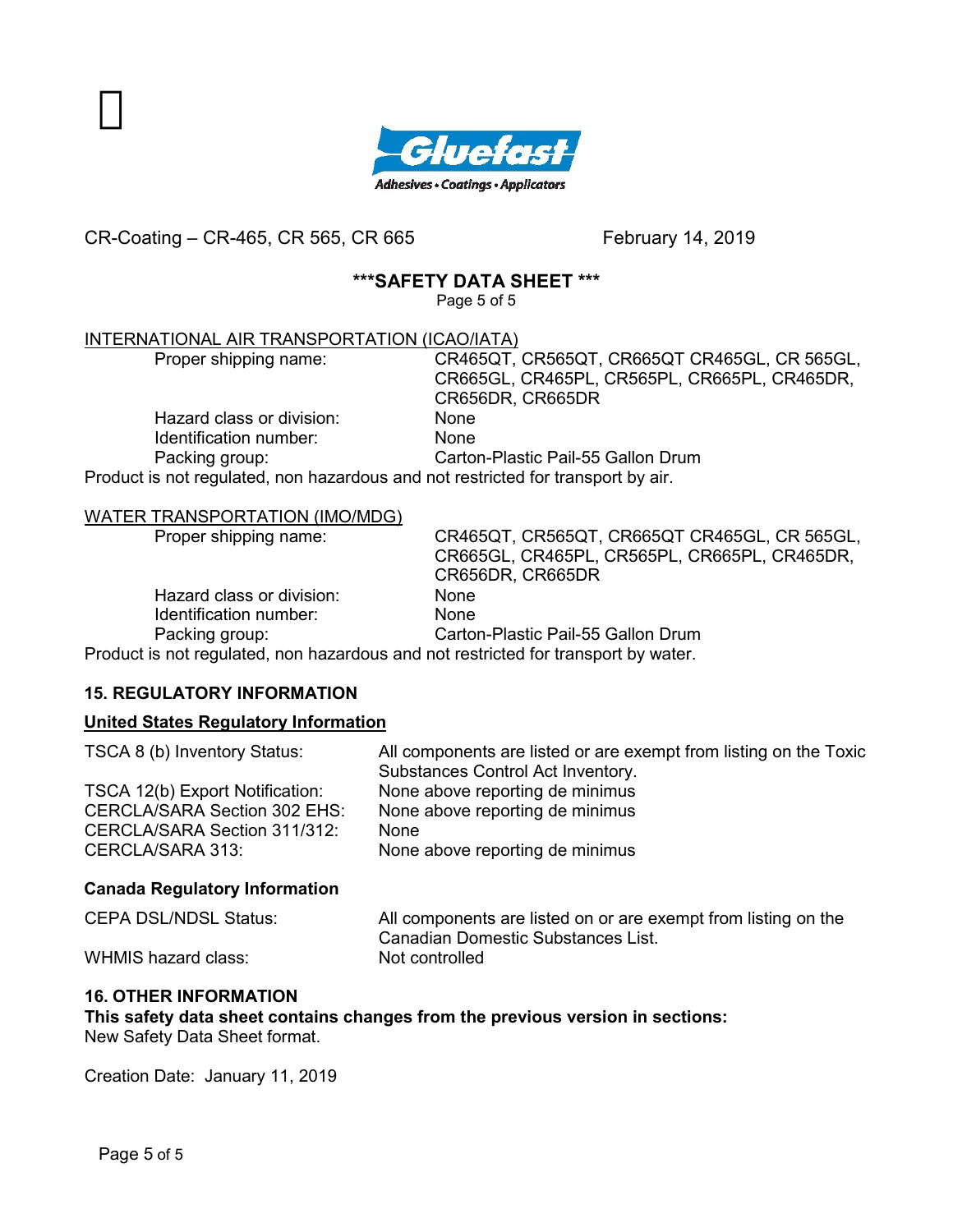CR-Coating – CR-465, CR 565, CR 665 February 14, 2019

***SAFETY DATA SHEET ***

INTERNATIONAL AIR TRANSPORTATION (ICAO/IATA)

| | |
|---|---|
| Proper shipping name: | CR465QT, CR565QT, CR665QT CR465GL, CR 565GL, CR665GL, CR465PL, CR565PL, CR665PL, CR465DR, CR656DR, CR665DR |
| Hazard class or division: | None |
| Identification number: | None |
| Packing group: | Carton-Plastic Pail-55 Gallon Drum |

Product is not regulated, non hazardous and not restricted for transport by air.

WATER TRANSPORTATION (IMO/MDG)

| | |
|---|---|
| Proper shipping name: | CR465QT, CR565QT, CR665QT CR465GL, CR 565GL, CR665GL, CR465PL, CR565PL, CR665PL, CR465DR, CR656DR, CR665DR |
| Hazard class or division: | None |
| Identification number: | None |
| Packing group: | Carton-Plastic Pail-55 Gallon Drum |

Product is not regulated, non hazardous and not restricted for transport by water.

## 15. REGULATORY INFORMATION

### United States Regulatory Information

| | |
|---|---|
| TSCA 8 (b) Inventory Status: | All components are listed or are exempt from listing on the Toxic Substances Control Act Inventory. |
| TSCA 12(b) Export Notification: | None above reporting de minimus |
| CERCLA/SARA Section 302 EHS: | None above reporting de minimus |
| CERCLA/SARA Section 311/312: | None |
| CERCLA/SARA 313: | None above reporting de minimus |

### Canada Regulatory Information

| | |
|---|---|
| CEPA DSL/NDSL Status: | All components are listed on or are exempt from listing on the Canadian Domestic Substances List. |
| WHMIS hazard class: | Not controlled |

## 16. OTHER INFORMATION

**This safety data sheet contains changes from the previous version in sections:**
New Safety Data Sheet format.

Creation Date: January 11, 2019